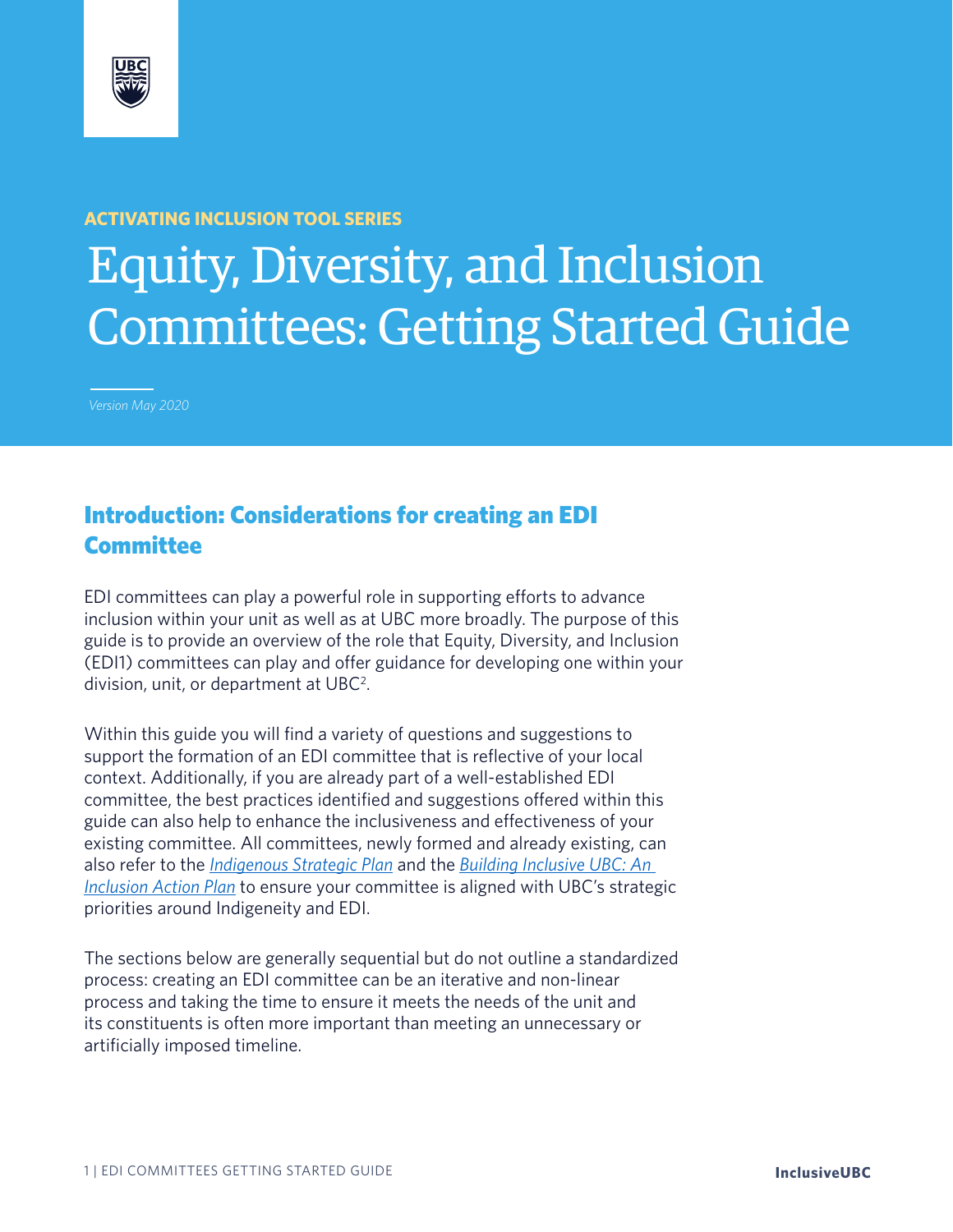ACTIVATING INCLUSION TOOL SERIES

# Equity, Diversity, and Inclusion Committees: Getting Started Guide

*Version May 2020*

## Introduction: Considerations for creating an EDI Committee

EDI committees can play a powerful role in supporting efforts to advance inclusion within your unit as well as at UBC more broadly. The purpose of this guide is to provide an overview of the role that Equity, Diversity, and Inclusion (EDI[1]) committees can play and offer guidance for developing one within your division, unit, or department at UBC[2].

Within this guide you will find a variety of questions and suggestions to support the formation of an EDI committee that is reflective of your local context. Additionally, if you are already part of a well-established EDI committee, the best practices identified and suggestions offered within this guide can also help to enhance the inclusiveness and effectiveness of your existing committee. All committees, newly formed and already existing, can also refer to the *Indigenous Strategic Plan* and the *Building Inclusive UBC: An Inclusion Action Plan* to ensure your committee is aligned with UBC's strategic priorities around Indigeneity and EDI.

The sections below are generally sequential but do not outline a standardized process: creating an EDI committee can be an iterative and non-linear process and taking the time to ensure it meets the needs of the unit and its constituents is often more important than meeting an unnecessary or artificially imposed timeline.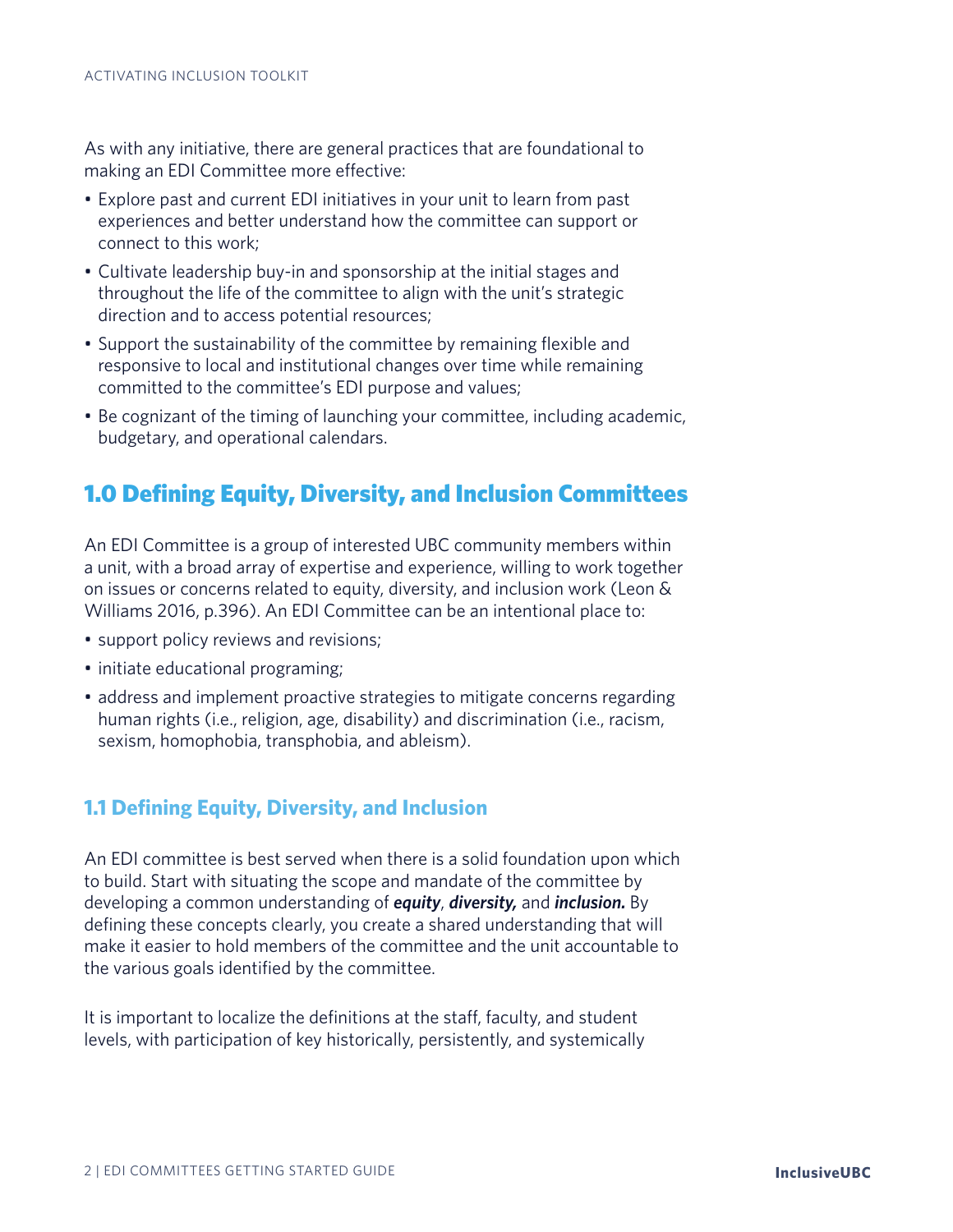As with any initiative, there are general practices that are foundational to making an EDI Committee more effective:

- Explore past and current EDI initiatives in your unit to learn from past experiences and better understand how the committee can support or connect to this work;
- Cultivate leadership buy-in and sponsorship at the initial stages and throughout the life of the committee to align with the unit's strategic direction and to access potential resources;
- Support the sustainability of the committee by remaining flexible and responsive to local and institutional changes over time while remaining committed to the committee's EDI purpose and values;
- Be cognizant of the timing of launching your committee, including academic, budgetary, and operational calendars.

## 1.0 Defining Equity, Diversity, and Inclusion Committees

An EDI Committee is a group of interested UBC community members within a unit, with a broad array of expertise and experience, willing to work together on issues or concerns related to equity, diversity, and inclusion work (Leon & Williams 2016, p.396). An EDI Committee can be an intentional place to:

- support policy reviews and revisions;
- initiate educational programing;
- address and implement proactive strategies to mitigate concerns regarding human rights (i.e., religion, age, disability) and discrimination (i.e., racism, sexism, homophobia, transphobia, and ableism).

### 1.1 Defining Equity, Diversity, and Inclusion

An EDI committee is best served when there is a solid foundation upon which to build. Start with situating the scope and mandate of the committee by developing a common understanding of ***equity***, ***diversity,*** and ***inclusion.*** By defining these concepts clearly, you create a shared understanding that will make it easier to hold members of the committee and the unit accountable to the various goals identified by the committee.

It is important to localize the definitions at the staff, faculty, and student levels, with participation of key historically, persistently, and systemically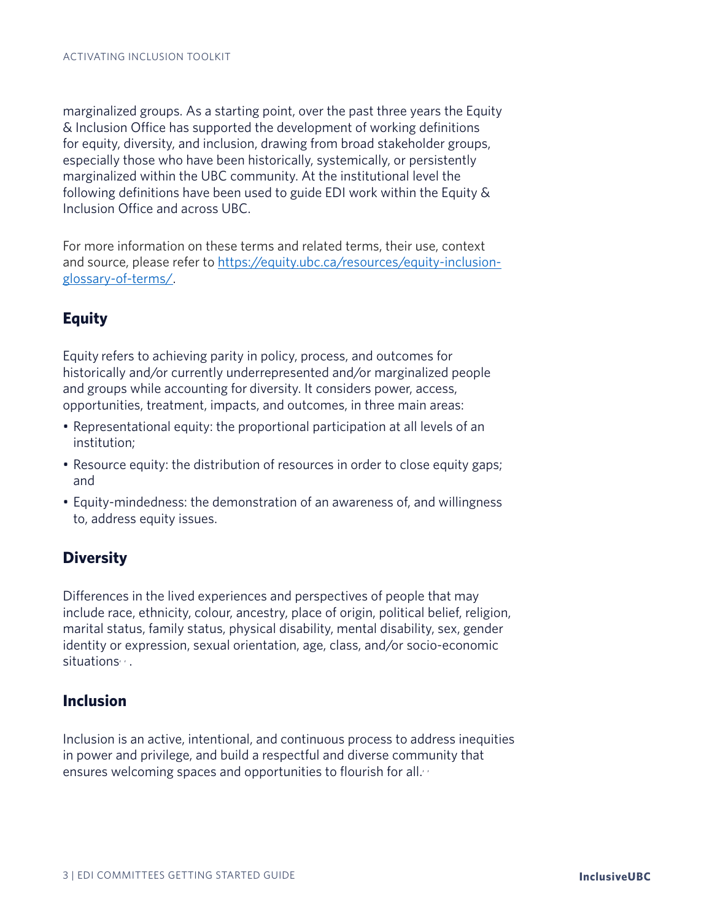marginalized groups. As a starting point, over the past three years the Equity & Inclusion Office has supported the development of working definitions for equity, diversity, and inclusion, drawing from broad stakeholder groups, especially those who have been historically, systemically, or persistently marginalized within the UBC community. At the institutional level the following definitions have been used to guide EDI work within the Equity & Inclusion Office and across UBC.

For more information on these terms and related terms, their use, context and source, please refer to [https://equity.ubc.ca/resources/equity-inclusion-glossary-of-terms/](https://equity.ubc.ca/resources/equity-inclusion-glossary-of-terms/).

## Equity

Equity refers to achieving parity in policy, process, and outcomes for historically and/or currently underrepresented and/or marginalized people and groups while accounting for diversity. It considers power, access, opportunities, treatment, impacts, and outcomes, in three main areas:

- Representational equity: the proportional participation at all levels of an institution;
- Resource equity: the distribution of resources in order to close equity gaps; and
- Equity-mindedness: the demonstration of an awareness of, and willingness to, address equity issues.

## Diversity

Differences in the lived experiences and perspectives of people that may include race, ethnicity, colour, ancestry, place of origin, political belief, religion, marital status, family status, physical disability, mental disability, sex, gender identity or expression, sexual orientation, age, class, and/or socio-economic situations.

## Inclusion

Inclusion is an active, intentional, and continuous process to address inequities in power and privilege, and build a respectful and diverse community that ensures welcoming spaces and opportunities to flourish for all.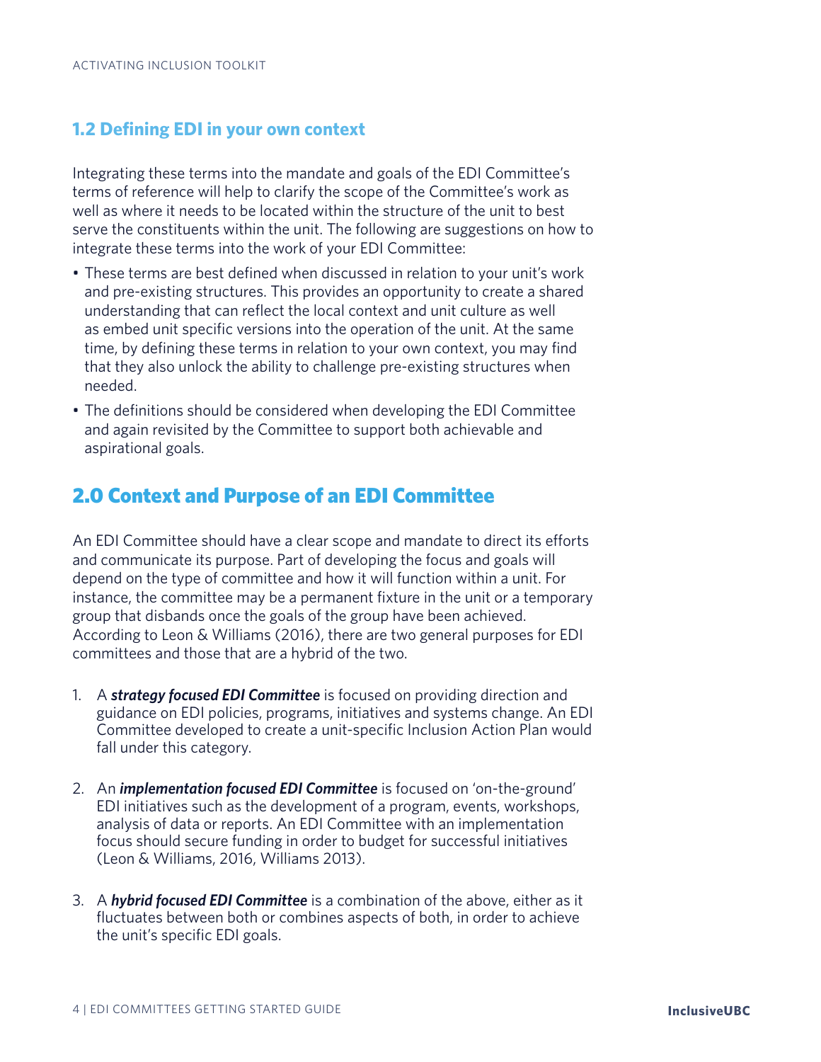### 1.2 Defining EDI in your own context

Integrating these terms into the mandate and goals of the EDI Committee's terms of reference will help to clarify the scope of the Committee's work as well as where it needs to be located within the structure of the unit to best serve the constituents within the unit. The following are suggestions on how to integrate these terms into the work of your EDI Committee:

- These terms are best defined when discussed in relation to your unit's work and pre-existing structures. This provides an opportunity to create a shared understanding that can reflect the local context and unit culture as well as embed unit specific versions into the operation of the unit. At the same time, by defining these terms in relation to your own context, you may find that they also unlock the ability to challenge pre-existing structures when needed.
- The definitions should be considered when developing the EDI Committee and again revisited by the Committee to support both achievable and aspirational goals.

## 2.0 Context and Purpose of an EDI Committee

An EDI Committee should have a clear scope and mandate to direct its efforts and communicate its purpose. Part of developing the focus and goals will depend on the type of committee and how it will function within a unit. For instance, the committee may be a permanent fixture in the unit or a temporary group that disbands once the goals of the group have been achieved. According to Leon & Williams (2016), there are two general purposes for EDI committees and those that are a hybrid of the two.

1. A ***strategy focused EDI Committee*** is focused on providing direction and guidance on EDI policies, programs, initiatives and systems change. An EDI Committee developed to create a unit-specific Inclusion Action Plan would fall under this category.

2. An ***implementation focused EDI Committee*** is focused on 'on-the-ground' EDI initiatives such as the development of a program, events, workshops, analysis of data or reports. An EDI Committee with an implementation focus should secure funding in order to budget for successful initiatives (Leon & Williams, 2016, Williams 2013).

3. A ***hybrid focused EDI Committee*** is a combination of the above, either as it fluctuates between both or combines aspects of both, in order to achieve the unit's specific EDI goals.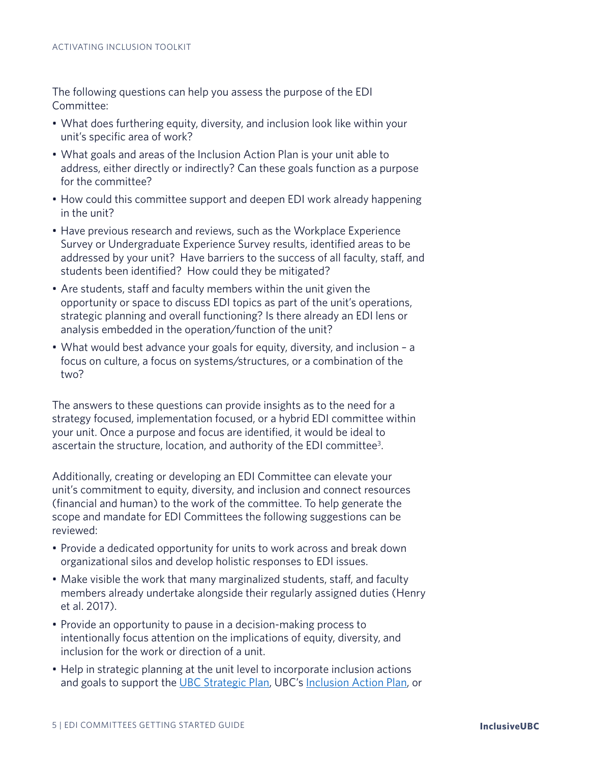The following questions can help you assess the purpose of the EDI Committee:

- What does furthering equity, diversity, and inclusion look like within your unit's specific area of work?
- What goals and areas of the Inclusion Action Plan is your unit able to address, either directly or indirectly? Can these goals function as a purpose for the committee?
- How could this committee support and deepen EDI work already happening in the unit?
- Have previous research and reviews, such as the Workplace Experience Survey or Undergraduate Experience Survey results, identified areas to be addressed by your unit? Have barriers to the success of all faculty, staff, and students been identified? How could they be mitigated?
- Are students, staff and faculty members within the unit given the opportunity or space to discuss EDI topics as part of the unit's operations, strategic planning and overall functioning? Is there already an EDI lens or analysis embedded in the operation/function of the unit?
- What would best advance your goals for equity, diversity, and inclusion – a focus on culture, a focus on systems/structures, or a combination of the two?

The answers to these questions can provide insights as to the need for a strategy focused, implementation focused, or a hybrid EDI committee within your unit. Once a purpose and focus are identified, it would be ideal to ascertain the structure, location, and authority of the EDI committee[3].

Additionally, creating or developing an EDI Committee can elevate your unit's commitment to equity, diversity, and inclusion and connect resources (financial and human) to the work of the committee. To help generate the scope and mandate for EDI Committees the following suggestions can be reviewed:

- Provide a dedicated opportunity for units to work across and break down organizational silos and develop holistic responses to EDI issues.
- Make visible the work that many marginalized students, staff, and faculty members already undertake alongside their regularly assigned duties (Henry et al. 2017).
- Provide an opportunity to pause in a decision-making process to intentionally focus attention on the implications of equity, diversity, and inclusion for the work or direction of a unit.
- Help in strategic planning at the unit level to incorporate inclusion actions and goals to support the [UBC Strategic Plan](), UBC's [Inclusion Action Plan](), or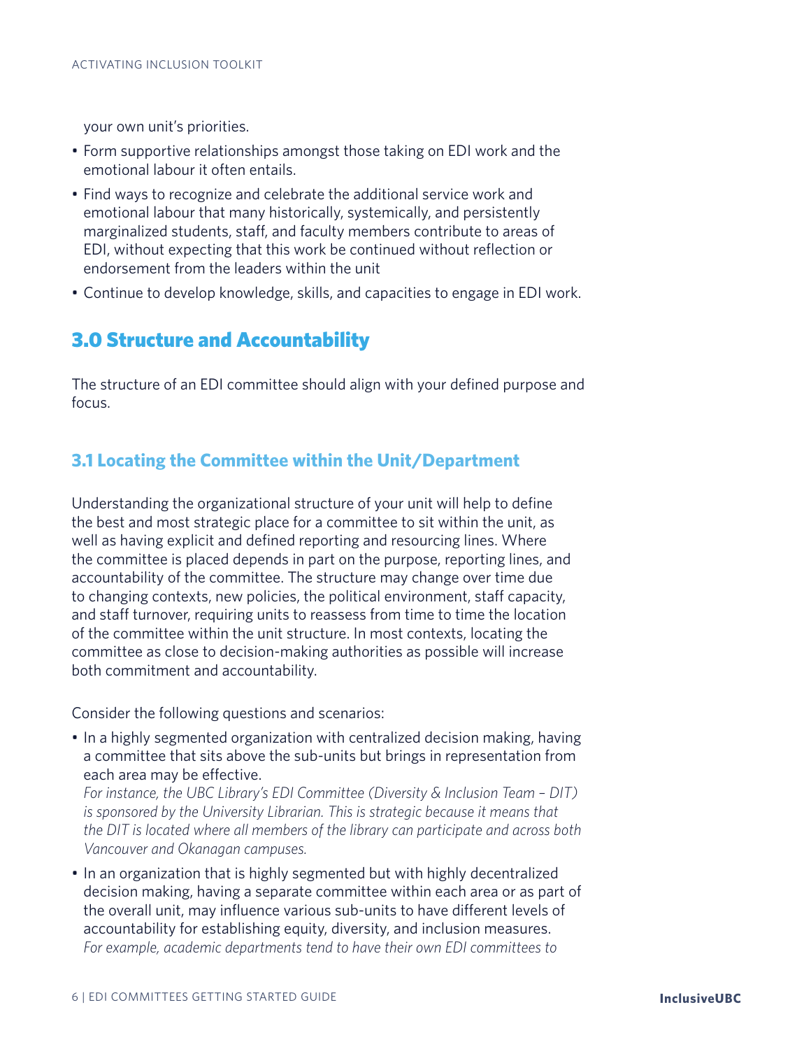your own unit's priorities.

- Form supportive relationships amongst those taking on EDI work and the emotional labour it often entails.
- Find ways to recognize and celebrate the additional service work and emotional labour that many historically, systemically, and persistently marginalized students, staff, and faculty members contribute to areas of EDI, without expecting that this work be continued without reflection or endorsement from the leaders within the unit
- Continue to develop knowledge, skills, and capacities to engage in EDI work.

## 3.0 Structure and Accountability

The structure of an EDI committee should align with your defined purpose and focus.

### 3.1 Locating the Committee within the Unit/Department

Understanding the organizational structure of your unit will help to define the best and most strategic place for a committee to sit within the unit, as well as having explicit and defined reporting and resourcing lines. Where the committee is placed depends in part on the purpose, reporting lines, and accountability of the committee. The structure may change over time due to changing contexts, new policies, the political environment, staff capacity, and staff turnover, requiring units to reassess from time to time the location of the committee within the unit structure. In most contexts, locating the committee as close to decision-making authorities as possible will increase both commitment and accountability.

Consider the following questions and scenarios:

- In a highly segmented organization with centralized decision making, having a committee that sits above the sub-units but brings in representation from each area may be effective.
  *For instance, the UBC Library's EDI Committee (Diversity & Inclusion Team – DIT) is sponsored by the University Librarian. This is strategic because it means that the DIT is located where all members of the library can participate and across both Vancouver and Okanagan campuses.*
- In an organization that is highly segmented but with highly decentralized decision making, having a separate committee within each area or as part of the overall unit, may influence various sub-units to have different levels of accountability for establishing equity, diversity, and inclusion measures.
  *For example, academic departments tend to have their own EDI committees to*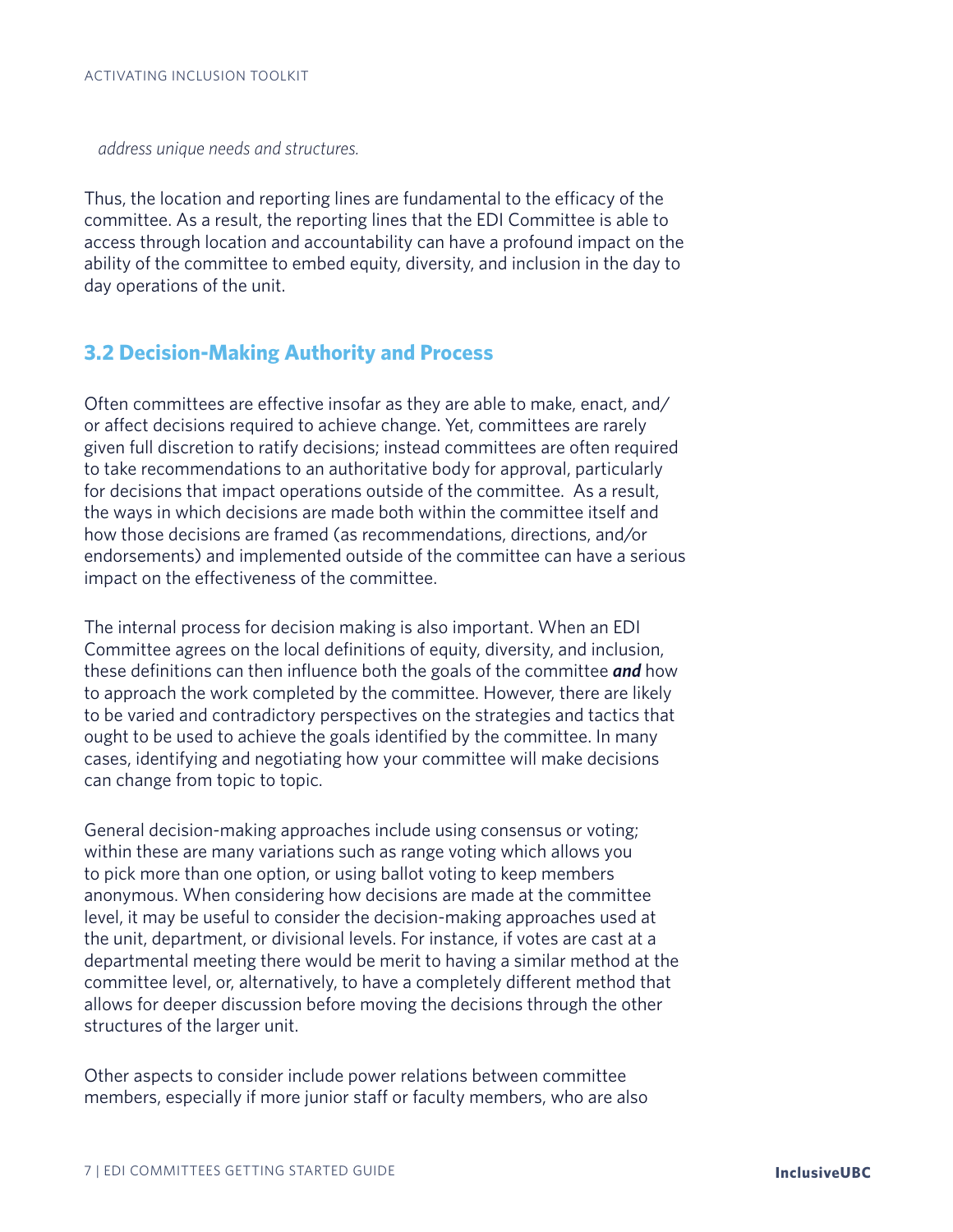*address unique needs and structures.*

Thus, the location and reporting lines are fundamental to the efficacy of the committee. As a result, the reporting lines that the EDI Committee is able to access through location and accountability can have a profound impact on the ability of the committee to embed equity, diversity, and inclusion in the day to day operations of the unit.

## 3.2 Decision-Making Authority and Process

Often committees are effective insofar as they are able to make, enact, and/or affect decisions required to achieve change. Yet, committees are rarely given full discretion to ratify decisions; instead committees are often required to take recommendations to an authoritative body for approval, particularly for decisions that impact operations outside of the committee. As a result, the ways in which decisions are made both within the committee itself and how those decisions are framed (as recommendations, directions, and/or endorsements) and implemented outside of the committee can have a serious impact on the effectiveness of the committee.

The internal process for decision making is also important. When an EDI Committee agrees on the local definitions of equity, diversity, and inclusion, these definitions can then influence both the goals of the committee ***and*** how to approach the work completed by the committee. However, there are likely to be varied and contradictory perspectives on the strategies and tactics that ought to be used to achieve the goals identified by the committee. In many cases, identifying and negotiating how your committee will make decisions can change from topic to topic.

General decision-making approaches include using consensus or voting; within these are many variations such as range voting which allows you to pick more than one option, or using ballot voting to keep members anonymous. When considering how decisions are made at the committee level, it may be useful to consider the decision-making approaches used at the unit, department, or divisional levels. For instance, if votes are cast at a departmental meeting there would be merit to having a similar method at the committee level, or, alternatively, to have a completely different method that allows for deeper discussion before moving the decisions through the other structures of the larger unit.

Other aspects to consider include power relations between committee members, especially if more junior staff or faculty members, who are also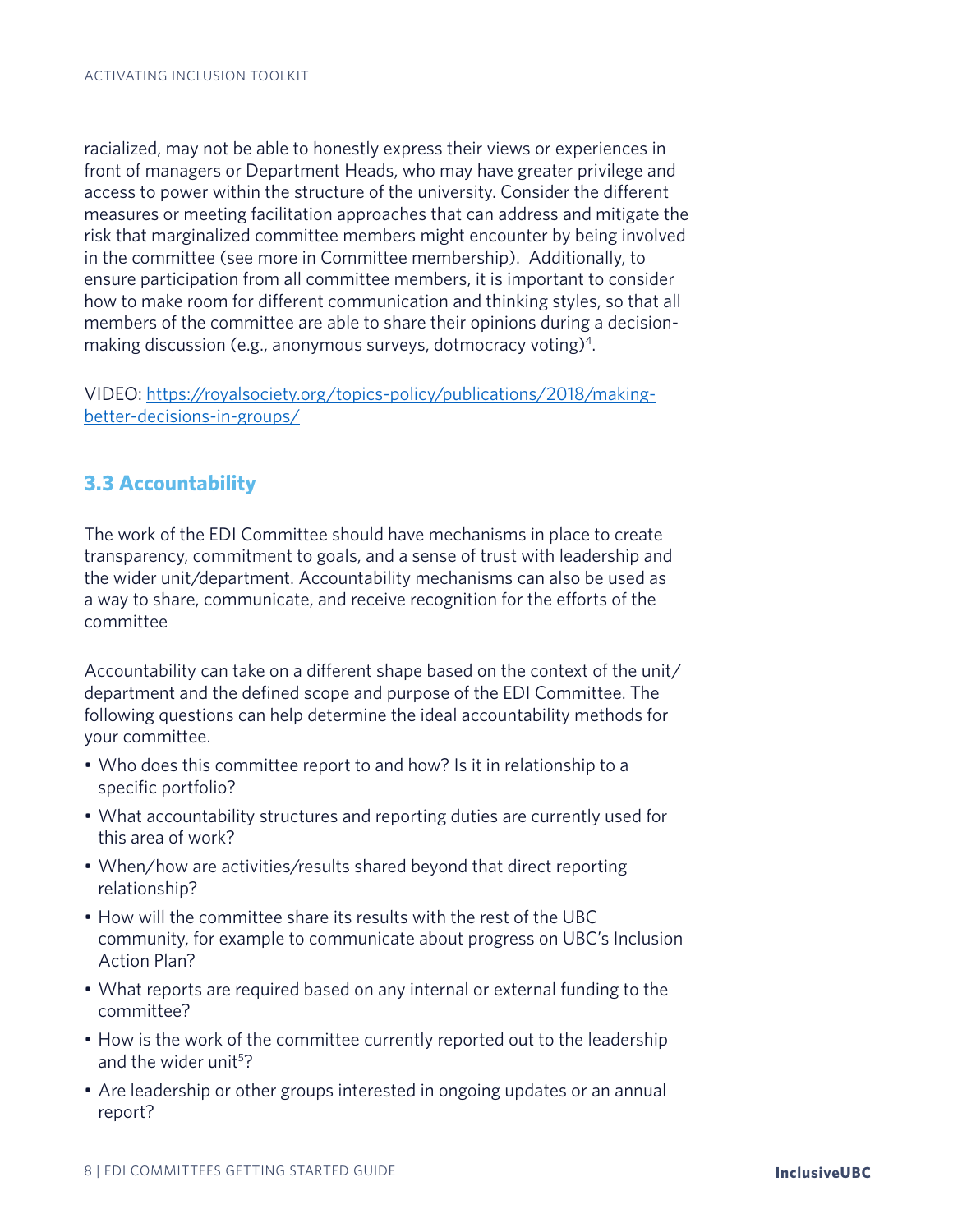racialized, may not be able to honestly express their views or experiences in front of managers or Department Heads, who may have greater privilege and access to power within the structure of the university. Consider the different measures or meeting facilitation approaches that can address and mitigate the risk that marginalized committee members might encounter by being involved in the committee (see more in Committee membership). Additionally, to ensure participation from all committee members, it is important to consider how to make room for different communication and thinking styles, so that all members of the committee are able to share their opinions during a decision-making discussion (e.g., anonymous surveys, dotmocracy voting)[4].

VIDEO: [https://royalsociety.org/topics-policy/publications/2018/making-better-decisions-in-groups/](https://royalsociety.org/topics-policy/publications/2018/making-better-decisions-in-groups/)

## 3.3 Accountability

The work of the EDI Committee should have mechanisms in place to create transparency, commitment to goals, and a sense of trust with leadership and the wider unit/department. Accountability mechanisms can also be used as a way to share, communicate, and receive recognition for the efforts of the committee

Accountability can take on a different shape based on the context of the unit/department and the defined scope and purpose of the EDI Committee. The following questions can help determine the ideal accountability methods for your committee.

- Who does this committee report to and how? Is it in relationship to a specific portfolio?
- What accountability structures and reporting duties are currently used for this area of work?
- When/how are activities/results shared beyond that direct reporting relationship?
- How will the committee share its results with the rest of the UBC community, for example to communicate about progress on UBC's Inclusion Action Plan?
- What reports are required based on any internal or external funding to the committee?
- How is the work of the committee currently reported out to the leadership and the wider unit[5]?
- Are leadership or other groups interested in ongoing updates or an annual report?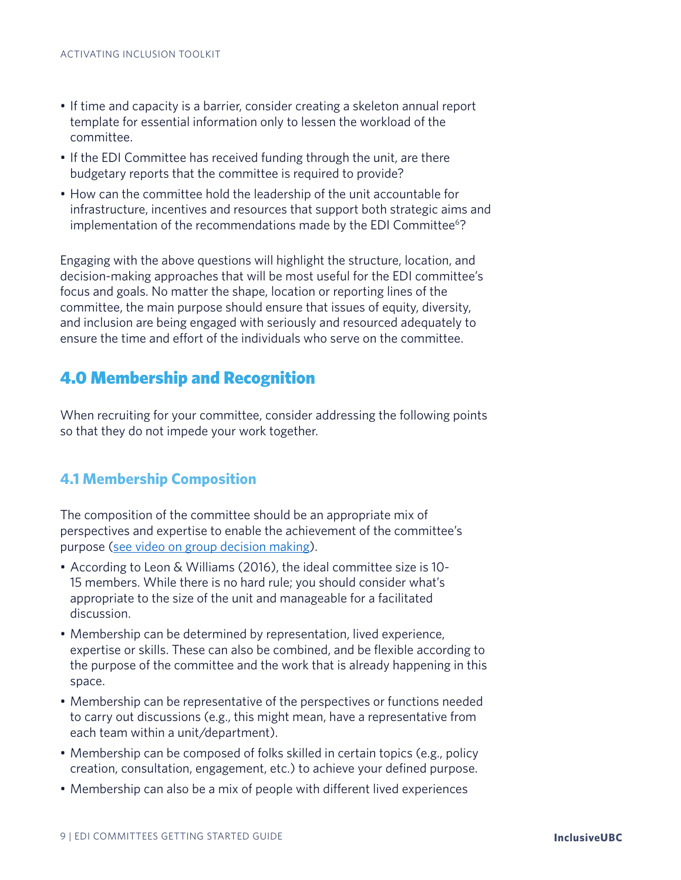- If time and capacity is a barrier, consider creating a skeleton annual report template for essential information only to lessen the workload of the committee.
- If the EDI Committee has received funding through the unit, are there budgetary reports that the committee is required to provide?
- How can the committee hold the leadership of the unit accountable for infrastructure, incentives and resources that support both strategic aims and implementation of the recommendations made by the EDI Committee[6]?

Engaging with the above questions will highlight the structure, location, and decision-making approaches that will be most useful for the EDI committee's focus and goals. No matter the shape, location or reporting lines of the committee, the main purpose should ensure that issues of equity, diversity, and inclusion are being engaged with seriously and resourced adequately to ensure the time and effort of the individuals who serve on the committee.

## 4.0 Membership and Recognition

When recruiting for your committee, consider addressing the following points so that they do not impede your work together.

### 4.1 Membership Composition

The composition of the committee should be an appropriate mix of perspectives and expertise to enable the achievement of the committee's purpose (see video on group decision making).

- According to Leon & Williams (2016), the ideal committee size is 10-15 members. While there is no hard rule; you should consider what's appropriate to the size of the unit and manageable for a facilitated discussion.
- Membership can be determined by representation, lived experience, expertise or skills. These can also be combined, and be flexible according to the purpose of the committee and the work that is already happening in this space.
- Membership can be representative of the perspectives or functions needed to carry out discussions (e.g., this might mean, have a representative from each team within a unit/department).
- Membership can be composed of folks skilled in certain topics (e.g., policy creation, consultation, engagement, etc.) to achieve your defined purpose.
- Membership can also be a mix of people with different lived experiences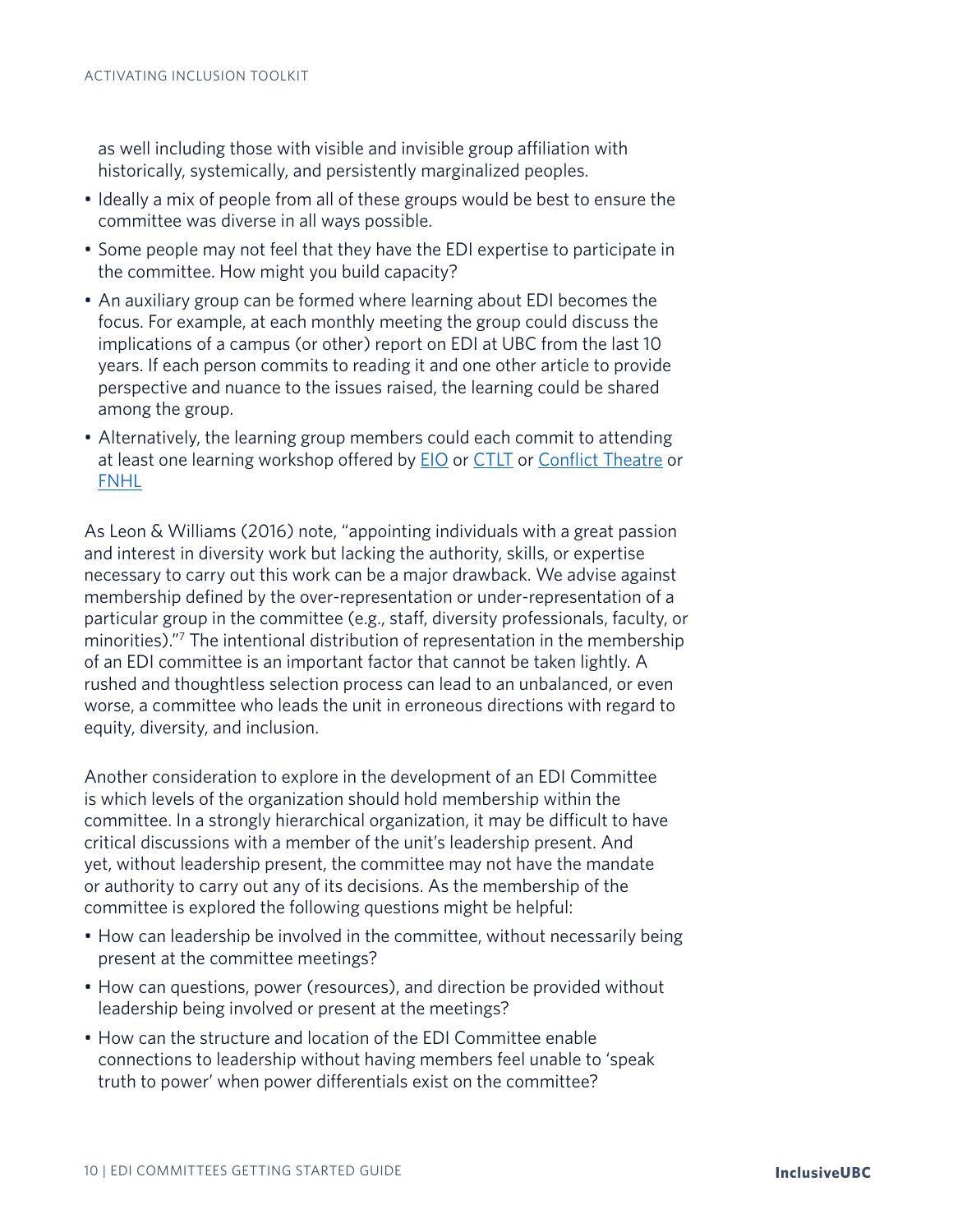as well including those with visible and invisible group affiliation with historically, systemically, and persistently marginalized peoples.

- Ideally a mix of people from all of these groups would be best to ensure the committee was diverse in all ways possible.
- Some people may not feel that they have the EDI expertise to participate in the committee. How might you build capacity?
- An auxiliary group can be formed where learning about EDI becomes the focus. For example, at each monthly meeting the group could discuss the implications of a campus (or other) report on EDI at UBC from the last 10 years. If each person commits to reading it and one other article to provide perspective and nuance to the issues raised, the learning could be shared among the group.
- Alternatively, the learning group members could each commit to attending at least one learning workshop offered by EIO or CTLT or Conflict Theatre or FNHL

As Leon & Williams (2016) note, "appointing individuals with a great passion and interest in diversity work but lacking the authority, skills, or expertise necessary to carry out this work can be a major drawback. We advise against membership defined by the over-representation or under-representation of a particular group in the committee (e.g., staff, diversity professionals, faculty, or minorities)."[7] The intentional distribution of representation in the membership of an EDI committee is an important factor that cannot be taken lightly. A rushed and thoughtless selection process can lead to an unbalanced, or even worse, a committee who leads the unit in erroneous directions with regard to equity, diversity, and inclusion.

Another consideration to explore in the development of an EDI Committee is which levels of the organization should hold membership within the committee. In a strongly hierarchical organization, it may be difficult to have critical discussions with a member of the unit's leadership present. And yet, without leadership present, the committee may not have the mandate or authority to carry out any of its decisions. As the membership of the committee is explored the following questions might be helpful:

- How can leadership be involved in the committee, without necessarily being present at the committee meetings?
- How can questions, power (resources), and direction be provided without leadership being involved or present at the meetings?
- How can the structure and location of the EDI Committee enable connections to leadership without having members feel unable to 'speak truth to power' when power differentials exist on the committee?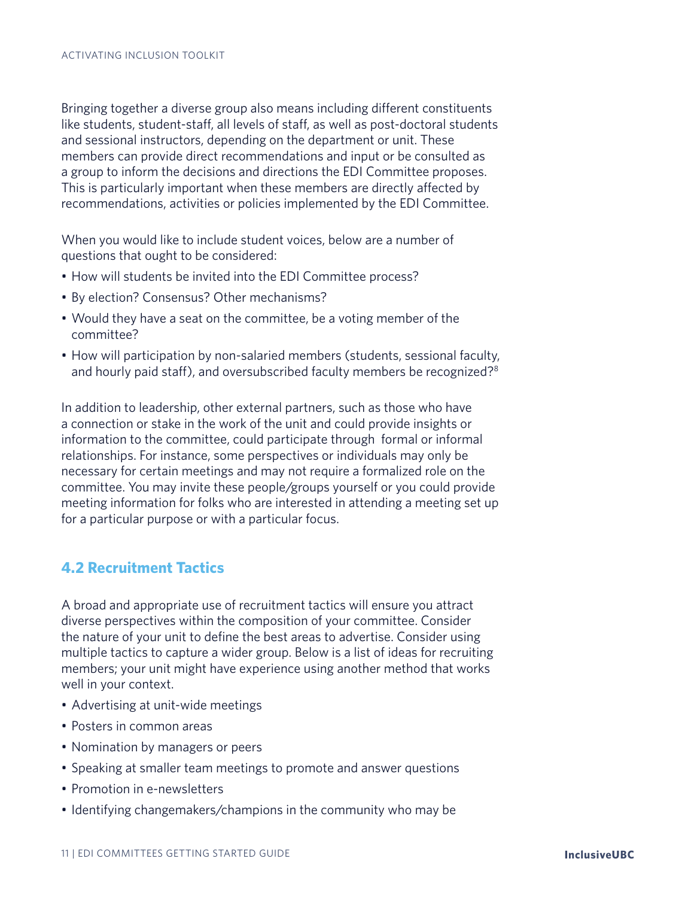Bringing together a diverse group also means including different constituents like students, student-staff, all levels of staff, as well as post-doctoral students and sessional instructors, depending on the department or unit. These members can provide direct recommendations and input or be consulted as a group to inform the decisions and directions the EDI Committee proposes. This is particularly important when these members are directly affected by recommendations, activities or policies implemented by the EDI Committee.

When you would like to include student voices, below are a number of questions that ought to be considered:

- How will students be invited into the EDI Committee process?
- By election? Consensus? Other mechanisms?
- Would they have a seat on the committee, be a voting member of the committee?
- How will participation by non-salaried members (students, sessional faculty, and hourly paid staff), and oversubscribed faculty members be recognized?[8]

In addition to leadership, other external partners, such as those who have a connection or stake in the work of the unit and could provide insights or information to the committee, could participate through formal or informal relationships. For instance, some perspectives or individuals may only be necessary for certain meetings and may not require a formalized role on the committee. You may invite these people/groups yourself or you could provide meeting information for folks who are interested in attending a meeting set up for a particular purpose or with a particular focus.

## 4.2 Recruitment Tactics

A broad and appropriate use of recruitment tactics will ensure you attract diverse perspectives within the composition of your committee. Consider the nature of your unit to define the best areas to advertise. Consider using multiple tactics to capture a wider group. Below is a list of ideas for recruiting members; your unit might have experience using another method that works well in your context.

- Advertising at unit-wide meetings
- Posters in common areas
- Nomination by managers or peers
- Speaking at smaller team meetings to promote and answer questions
- Promotion in e-newsletters
- Identifying changemakers/champions in the community who may be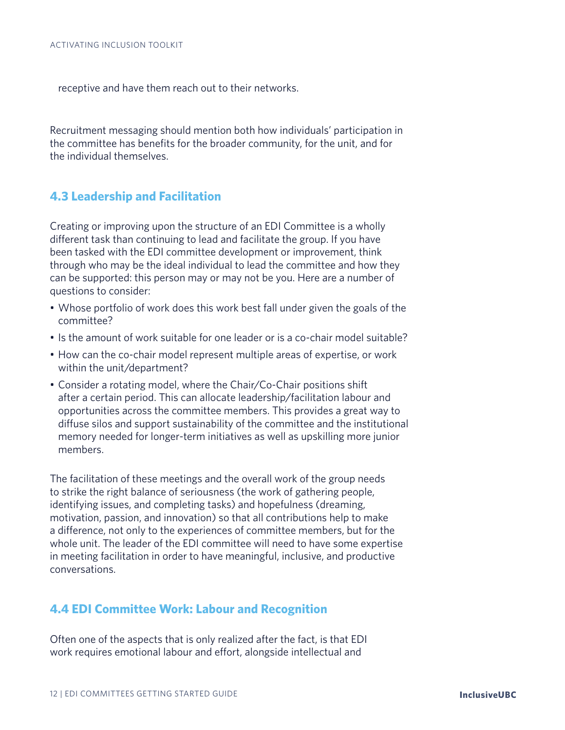receptive and have them reach out to their networks.

Recruitment messaging should mention both how individuals' participation in the committee has benefits for the broader community, for the unit, and for the individual themselves.

## 4.3 Leadership and Facilitation

Creating or improving upon the structure of an EDI Committee is a wholly different task than continuing to lead and facilitate the group. If you have been tasked with the EDI committee development or improvement, think through who may be the ideal individual to lead the committee and how they can be supported: this person may or may not be you. Here are a number of questions to consider:

- Whose portfolio of work does this work best fall under given the goals of the committee?
- Is the amount of work suitable for one leader or is a co-chair model suitable?
- How can the co-chair model represent multiple areas of expertise, or work within the unit/department?
- Consider a rotating model, where the Chair/Co-Chair positions shift after a certain period. This can allocate leadership/facilitation labour and opportunities across the committee members. This provides a great way to diffuse silos and support sustainability of the committee and the institutional memory needed for longer-term initiatives as well as upskilling more junior members.

The facilitation of these meetings and the overall work of the group needs to strike the right balance of seriousness (the work of gathering people, identifying issues, and completing tasks) and hopefulness (dreaming, motivation, passion, and innovation) so that all contributions help to make a difference, not only to the experiences of committee members, but for the whole unit. The leader of the EDI committee will need to have some expertise in meeting facilitation in order to have meaningful, inclusive, and productive conversations.

## 4.4 EDI Committee Work: Labour and Recognition

Often one of the aspects that is only realized after the fact, is that EDI work requires emotional labour and effort, alongside intellectual and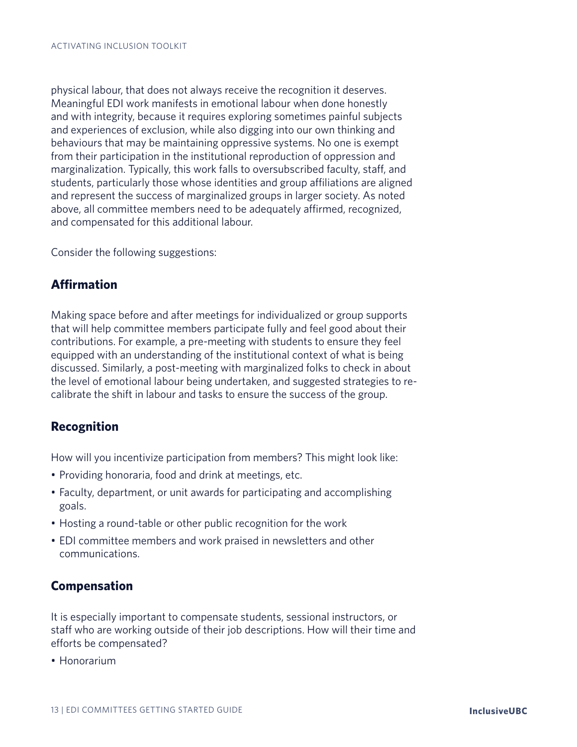physical labour, that does not always receive the recognition it deserves. Meaningful EDI work manifests in emotional labour when done honestly and with integrity, because it requires exploring sometimes painful subjects and experiences of exclusion, while also digging into our own thinking and behaviours that may be maintaining oppressive systems. No one is exempt from their participation in the institutional reproduction of oppression and marginalization. Typically, this work falls to oversubscribed faculty, staff, and students, particularly those whose identities and group affiliations are aligned and represent the success of marginalized groups in larger society. As noted above, all committee members need to be adequately affirmed, recognized, and compensated for this additional labour.

Consider the following suggestions:

## Affirmation

Making space before and after meetings for individualized or group supports that will help committee members participate fully and feel good about their contributions. For example, a pre-meeting with students to ensure they feel equipped with an understanding of the institutional context of what is being discussed. Similarly, a post-meeting with marginalized folks to check in about the level of emotional labour being undertaken, and suggested strategies to re-calibrate the shift in labour and tasks to ensure the success of the group.

## Recognition

How will you incentivize participation from members? This might look like:

- Providing honoraria, food and drink at meetings, etc.
- Faculty, department, or unit awards for participating and accomplishing goals.
- Hosting a round-table or other public recognition for the work
- EDI committee members and work praised in newsletters and other communications.

## Compensation

It is especially important to compensate students, sessional instructors, or staff who are working outside of their job descriptions. How will their time and efforts be compensated?

- Honorarium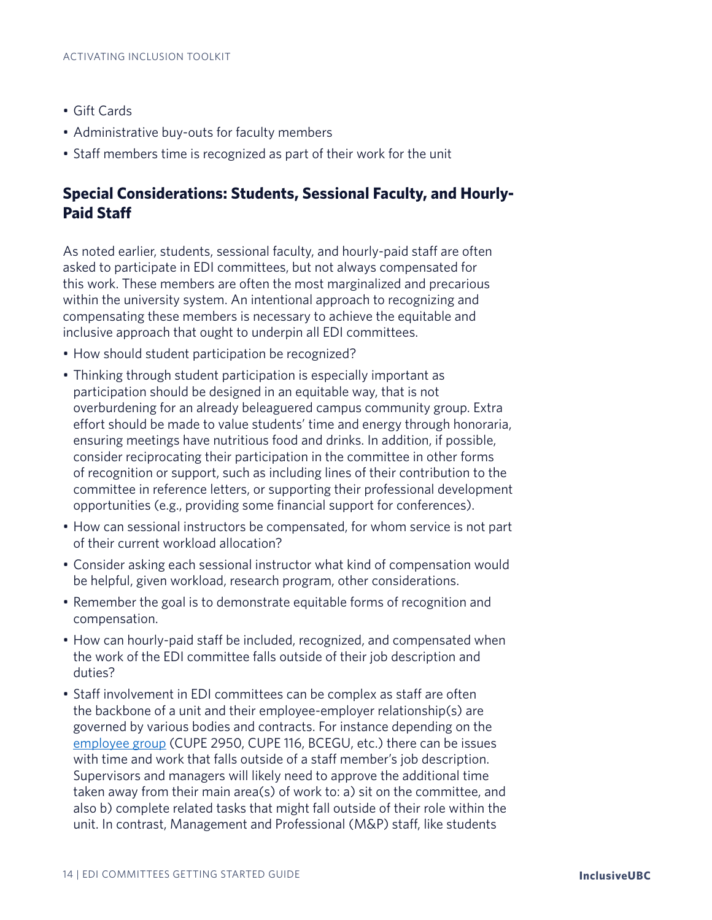- Gift Cards
- Administrative buy-outs for faculty members
- Staff members time is recognized as part of their work for the unit

## Special Considerations: Students, Sessional Faculty, and Hourly-Paid Staff

As noted earlier, students, sessional faculty, and hourly-paid staff are often asked to participate in EDI committees, but not always compensated for this work. These members are often the most marginalized and precarious within the university system. An intentional approach to recognizing and compensating these members is necessary to achieve the equitable and inclusive approach that ought to underpin all EDI committees.

- How should student participation be recognized?
- Thinking through student participation is especially important as participation should be designed in an equitable way, that is not overburdening for an already beleaguered campus community group. Extra effort should be made to value students' time and energy through honoraria, ensuring meetings have nutritious food and drinks. In addition, if possible, consider reciprocating their participation in the committee in other forms of recognition or support, such as including lines of their contribution to the committee in reference letters, or supporting their professional development opportunities (e.g., providing some financial support for conferences).
- How can sessional instructors be compensated, for whom service is not part of their current workload allocation?
- Consider asking each sessional instructor what kind of compensation would be helpful, given workload, research program, other considerations.
- Remember the goal is to demonstrate equitable forms of recognition and compensation.
- How can hourly-paid staff be included, recognized, and compensated when the work of the EDI committee falls outside of their job description and duties?
- Staff involvement in EDI committees can be complex as staff are often the backbone of a unit and their employee-employer relationship(s) are governed by various bodies and contracts. For instance depending on the employee group (CUPE 2950, CUPE 116, BCEGU, etc.) there can be issues with time and work that falls outside of a staff member's job description. Supervisors and managers will likely need to approve the additional time taken away from their main area(s) of work to: a) sit on the committee, and also b) complete related tasks that might fall outside of their role within the unit. In contrast, Management and Professional (M&P) staff, like students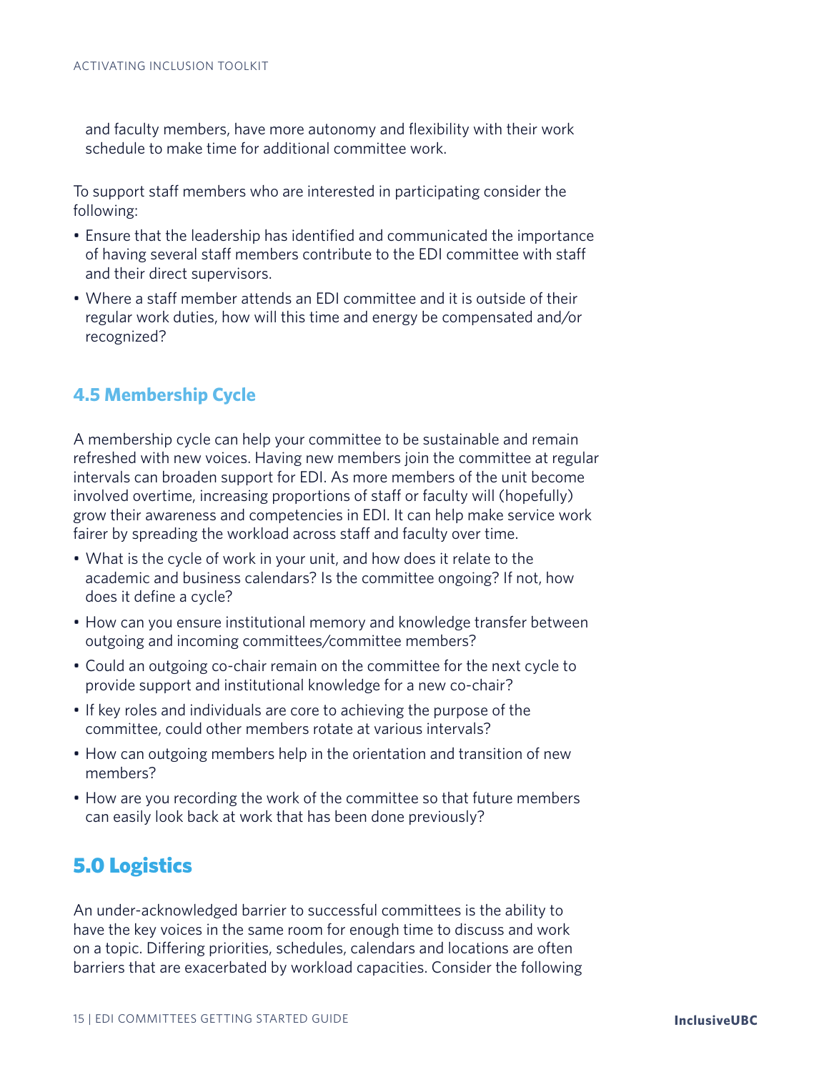and faculty members, have more autonomy and flexibility with their work schedule to make time for additional committee work.

To support staff members who are interested in participating consider the following:

- Ensure that the leadership has identified and communicated the importance of having several staff members contribute to the EDI committee with staff and their direct supervisors.
- Where a staff member attends an EDI committee and it is outside of their regular work duties, how will this time and energy be compensated and/or recognized?

### 4.5 Membership Cycle

A membership cycle can help your committee to be sustainable and remain refreshed with new voices. Having new members join the committee at regular intervals can broaden support for EDI. As more members of the unit become involved overtime, increasing proportions of staff or faculty will (hopefully) grow their awareness and competencies in EDI. It can help make service work fairer by spreading the workload across staff and faculty over time.

- What is the cycle of work in your unit, and how does it relate to the academic and business calendars? Is the committee ongoing? If not, how does it define a cycle?
- How can you ensure institutional memory and knowledge transfer between outgoing and incoming committees/committee members?
- Could an outgoing co-chair remain on the committee for the next cycle to provide support and institutional knowledge for a new co-chair?
- If key roles and individuals are core to achieving the purpose of the committee, could other members rotate at various intervals?
- How can outgoing members help in the orientation and transition of new members?
- How are you recording the work of the committee so that future members can easily look back at work that has been done previously?

## 5.0 Logistics

An under-acknowledged barrier to successful committees is the ability to have the key voices in the same room for enough time to discuss and work on a topic. Differing priorities, schedules, calendars and locations are often barriers that are exacerbated by workload capacities. Consider the following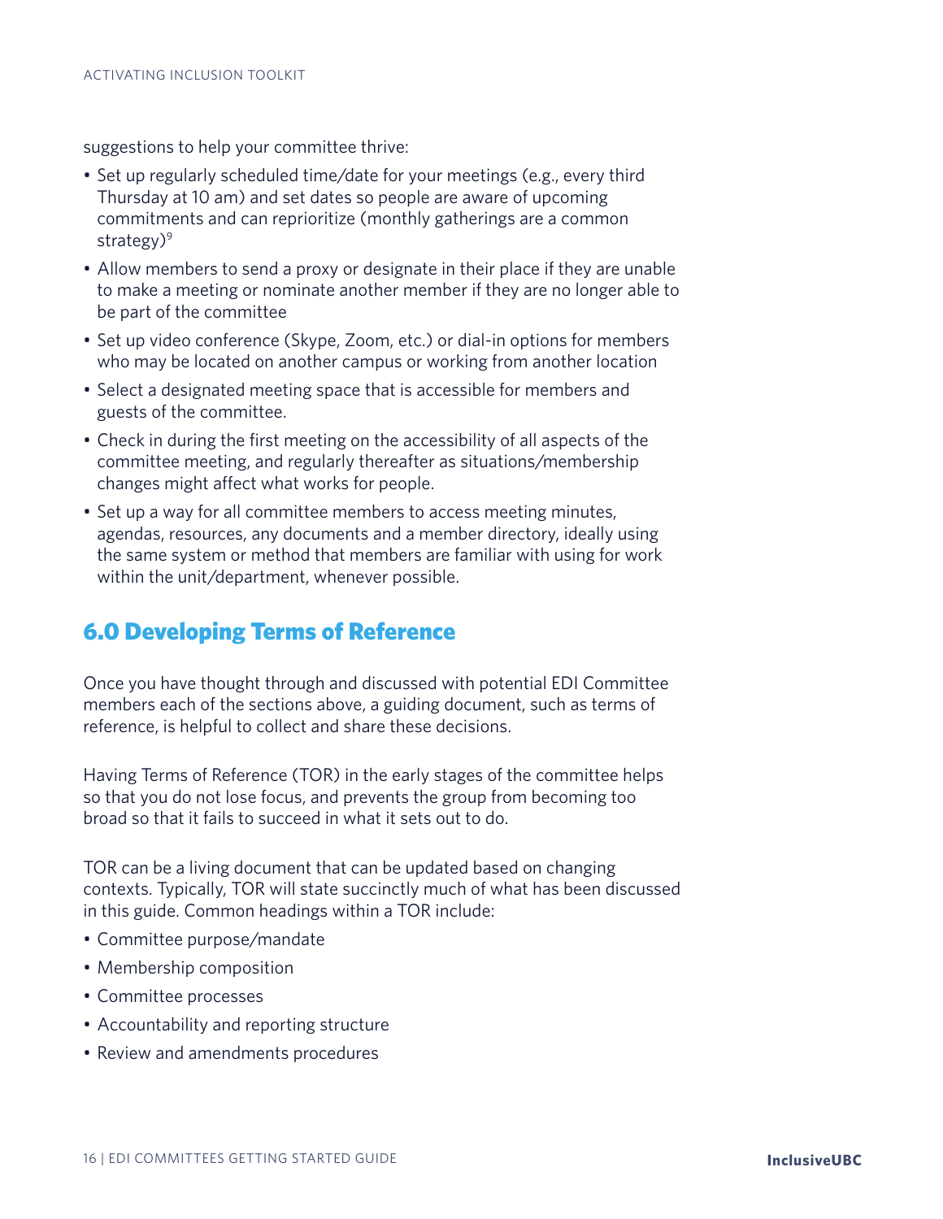suggestions to help your committee thrive:

- Set up regularly scheduled time/date for your meetings (e.g., every third Thursday at 10 am) and set dates so people are aware of upcoming commitments and can reprioritize (monthly gatherings are a common strategy)[9]
- Allow members to send a proxy or designate in their place if they are unable to make a meeting or nominate another member if they are no longer able to be part of the committee
- Set up video conference (Skype, Zoom, etc.) or dial-in options for members who may be located on another campus or working from another location
- Select a designated meeting space that is accessible for members and guests of the committee.
- Check in during the first meeting on the accessibility of all aspects of the committee meeting, and regularly thereafter as situations/membership changes might affect what works for people.
- Set up a way for all committee members to access meeting minutes, agendas, resources, any documents and a member directory, ideally using the same system or method that members are familiar with using for work within the unit/department, whenever possible.

## 6.0 Developing Terms of Reference

Once you have thought through and discussed with potential EDI Committee members each of the sections above, a guiding document, such as terms of reference, is helpful to collect and share these decisions.

Having Terms of Reference (TOR) in the early stages of the committee helps so that you do not lose focus, and prevents the group from becoming too broad so that it fails to succeed in what it sets out to do.

TOR can be a living document that can be updated based on changing contexts. Typically, TOR will state succinctly much of what has been discussed in this guide. Common headings within a TOR include:

- Committee purpose/mandate
- Membership composition
- Committee processes
- Accountability and reporting structure
- Review and amendments procedures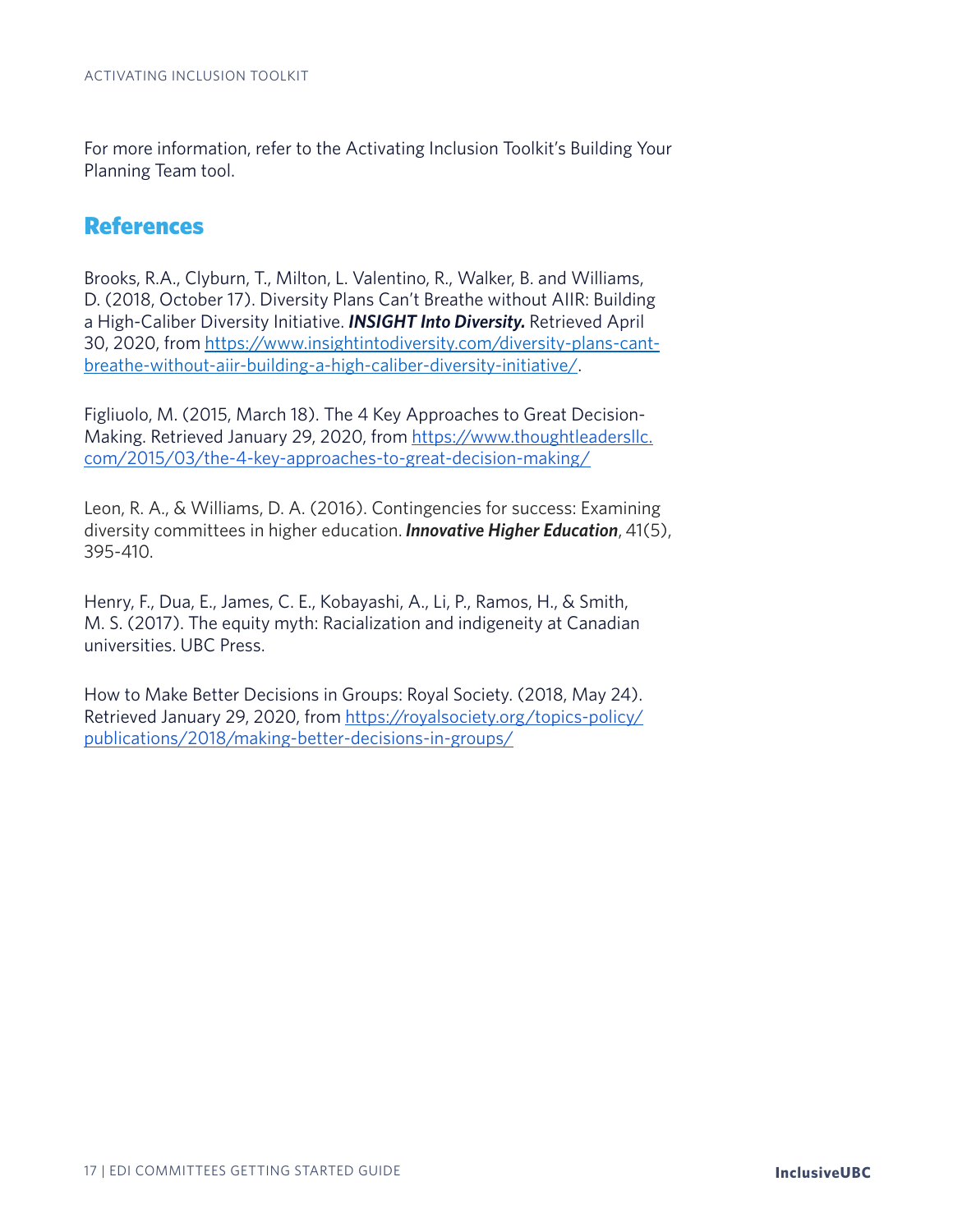For more information, refer to the Activating Inclusion Toolkit's Building Your Planning Team tool.

## References

Brooks, R.A., Clyburn, T., Milton, L. Valentino, R., Walker, B. and Williams, D. (2018, October 17). Diversity Plans Can't Breathe without AIIR: Building a High-Caliber Diversity Initiative. ***INSIGHT Into Diversity.*** Retrieved April 30, 2020, from [https://www.insightintodiversity.com/diversity-plans-cant-breathe-without-aiir-building-a-high-caliber-diversity-initiative/](https://www.insightintodiversity.com/diversity-plans-cant-breathe-without-aiir-building-a-high-caliber-diversity-initiative/).

Figliuolo, M. (2015, March 18). The 4 Key Approaches to Great Decision-Making. Retrieved January 29, 2020, from [https://www.thoughtleadersllc.com/2015/03/the-4-key-approaches-to-great-decision-making/](https://www.thoughtleadersllc.com/2015/03/the-4-key-approaches-to-great-decision-making/)

Leon, R. A., & Williams, D. A. (2016). Contingencies for success: Examining diversity committees in higher education. ***Innovative Higher Education***, 41(5), 395-410.

Henry, F., Dua, E., James, C. E., Kobayashi, A., Li, P., Ramos, H., & Smith, M. S. (2017). The equity myth: Racialization and indigeneity at Canadian universities. UBC Press.

How to Make Better Decisions in Groups: Royal Society. (2018, May 24). Retrieved January 29, 2020, from [https://royalsociety.org/topics-policy/publications/2018/making-better-decisions-in-groups/](https://royalsociety.org/topics-policy/publications/2018/making-better-decisions-in-groups/)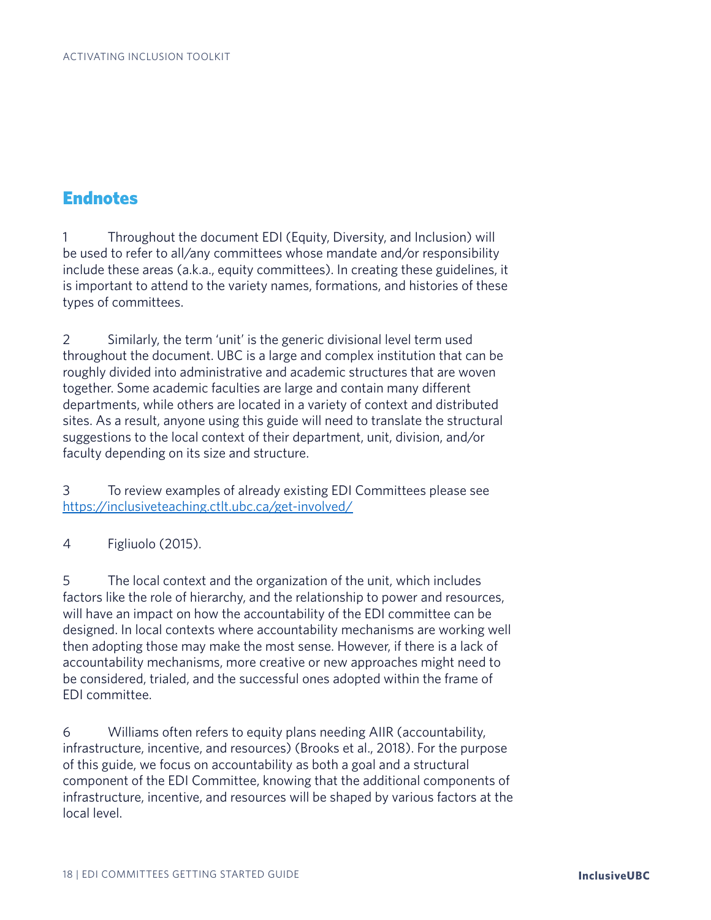## Endnotes

1 Throughout the document EDI (Equity, Diversity, and Inclusion) will be used to refer to all/any committees whose mandate and/or responsibility include these areas (a.k.a., equity committees). In creating these guidelines, it is important to attend to the variety names, formations, and histories of these types of committees.

2 Similarly, the term 'unit' is the generic divisional level term used throughout the document. UBC is a large and complex institution that can be roughly divided into administrative and academic structures that are woven together. Some academic faculties are large and contain many different departments, while others are located in a variety of context and distributed sites. As a result, anyone using this guide will need to translate the structural suggestions to the local context of their department, unit, division, and/or faculty depending on its size and structure.

3 To review examples of already existing EDI Committees please see [https://inclusiveteaching.ctlt.ubc.ca/get-involved/](https://inclusiveteaching.ctlt.ubc.ca/get-involved/)

4 Figliuolo (2015).

5 The local context and the organization of the unit, which includes factors like the role of hierarchy, and the relationship to power and resources, will have an impact on how the accountability of the EDI committee can be designed. In local contexts where accountability mechanisms are working well then adopting those may make the most sense. However, if there is a lack of accountability mechanisms, more creative or new approaches might need to be considered, trialed, and the successful ones adopted within the frame of EDI committee.

6 Williams often refers to equity plans needing AIIR (accountability, infrastructure, incentive, and resources) (Brooks et al., 2018). For the purpose of this guide, we focus on accountability as both a goal and a structural component of the EDI Committee, knowing that the additional components of infrastructure, incentive, and resources will be shaped by various factors at the local level.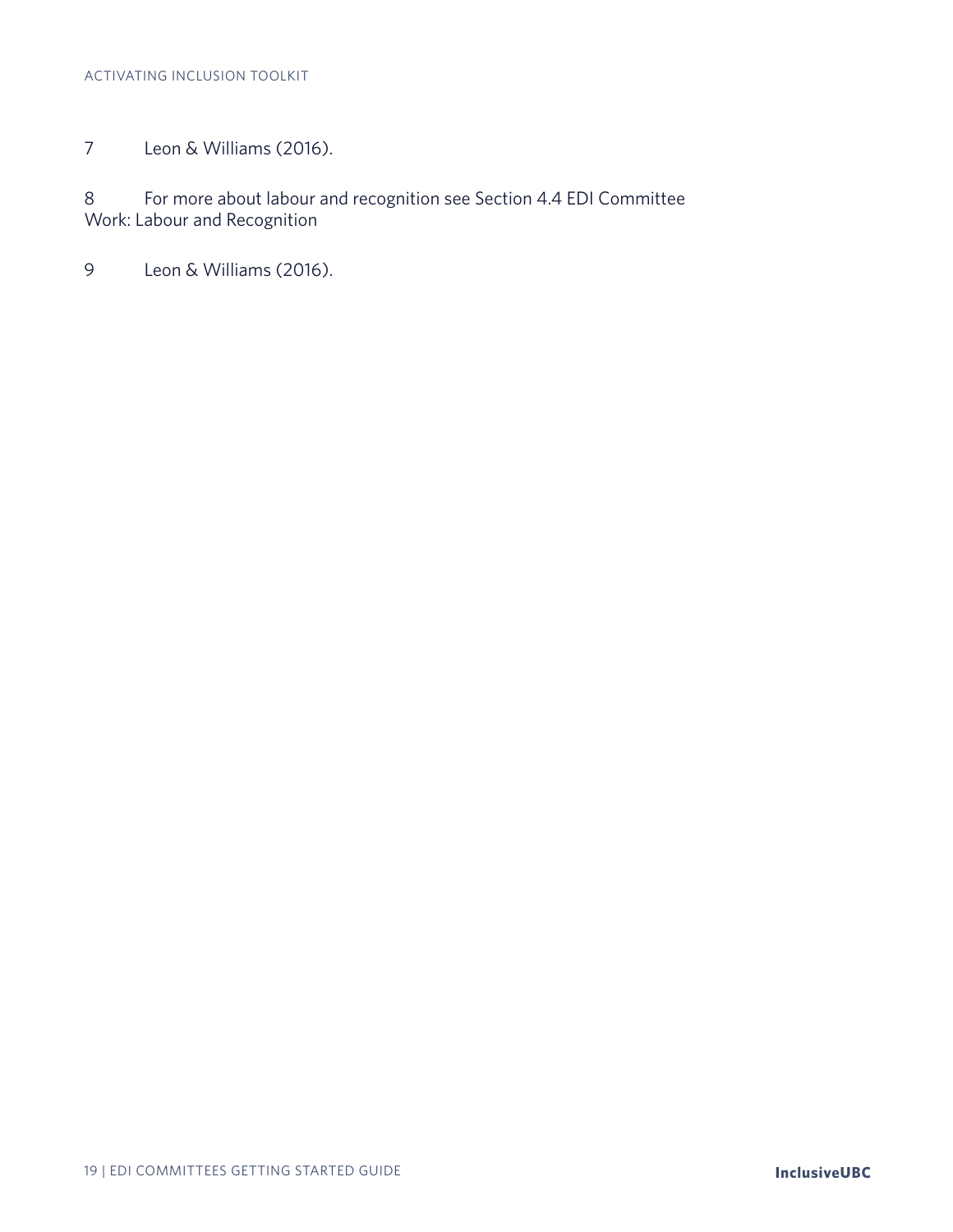7 Leon & Williams (2016).

8 For more about labour and recognition see Section 4.4 EDI Committee Work: Labour and Recognition

9 Leon & Williams (2016).